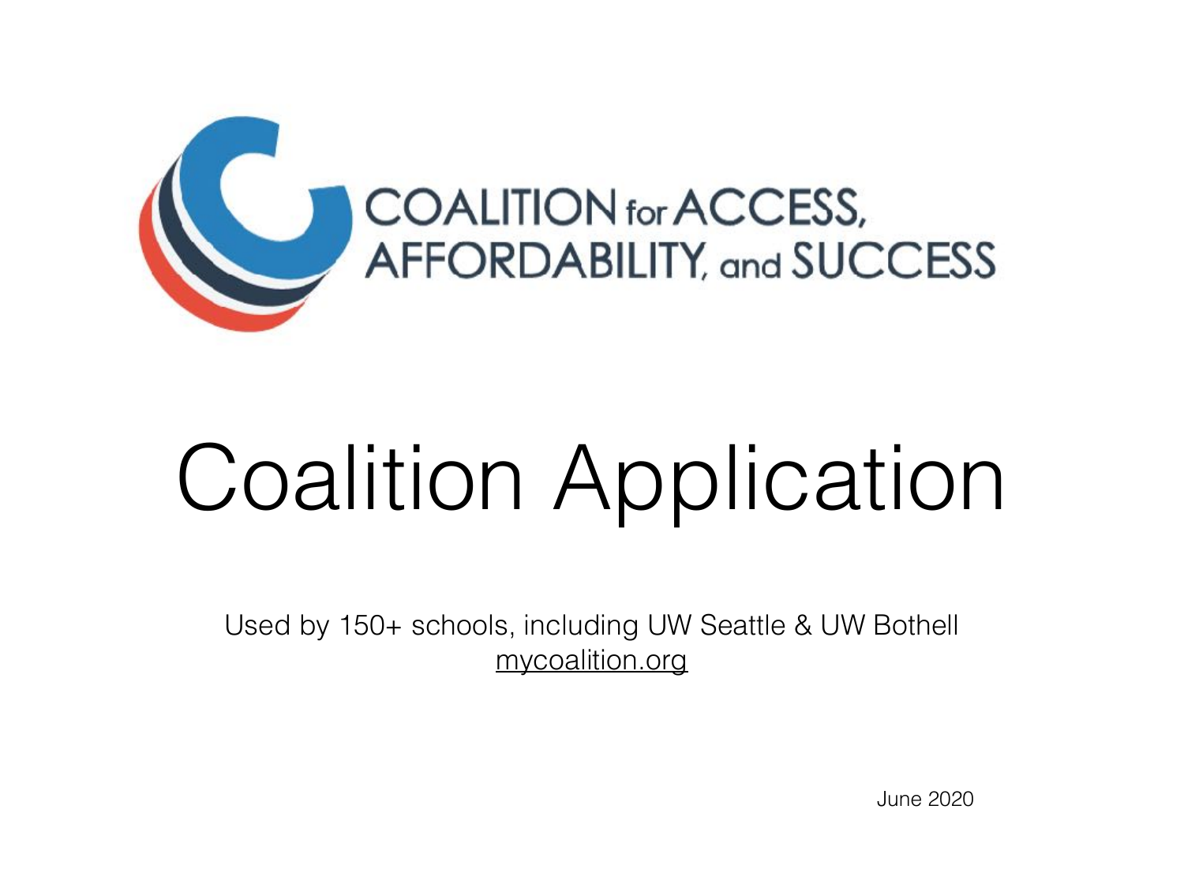COALITION for ACCESS, AFFORDABILITY, and SUCCESS

# Coalition Application

Used by 150+ schools, including UW Seattle & UW Bothell
mycoalition.org

June 2020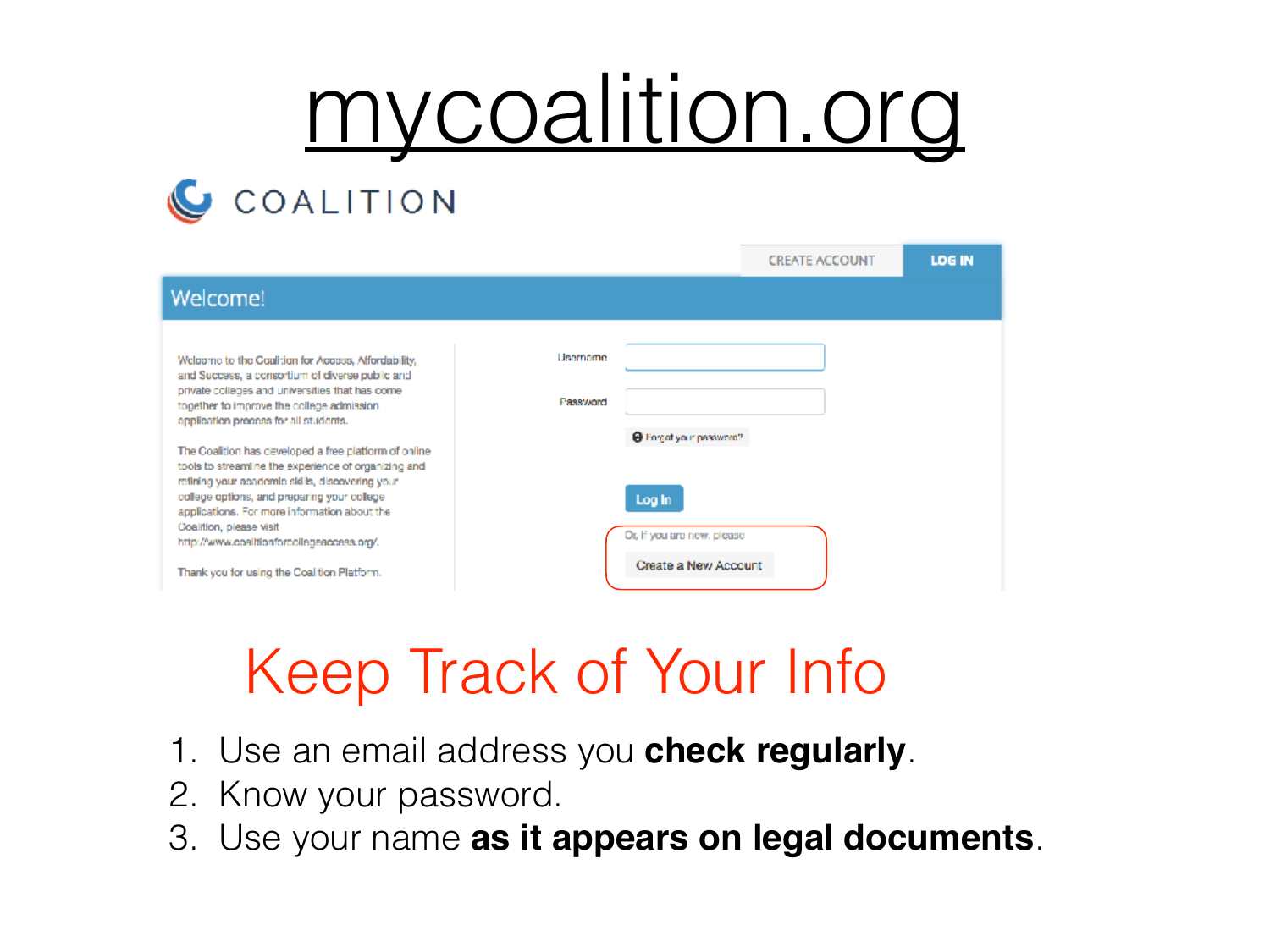# mycoalition.org

COALITION

CREATE ACCOUNT | LOG IN

Welcome!

Welcome to the Coalition for Access, Affordability, and Success, a consortium of diverse public and private colleges and universities that has come together to improve the college admission application process for all students.

The Coalition has developed a free platform of online tools to streamline the experience of organizing and refining your academic skills, discovering your college options, and preparing your college applications. For more information about the Coalition, please visit http://www.coalitionforcollegeaccess.org/.

Thank you for using the Coalition Platform.

Username

Password

Forgot your password?

Log In

Or, if you are new, please

Create a New Account

## Keep Track of Your Info

1. Use an email address you **check regularly**.
2. Know your password.
3. Use your name **as it appears on legal documents**.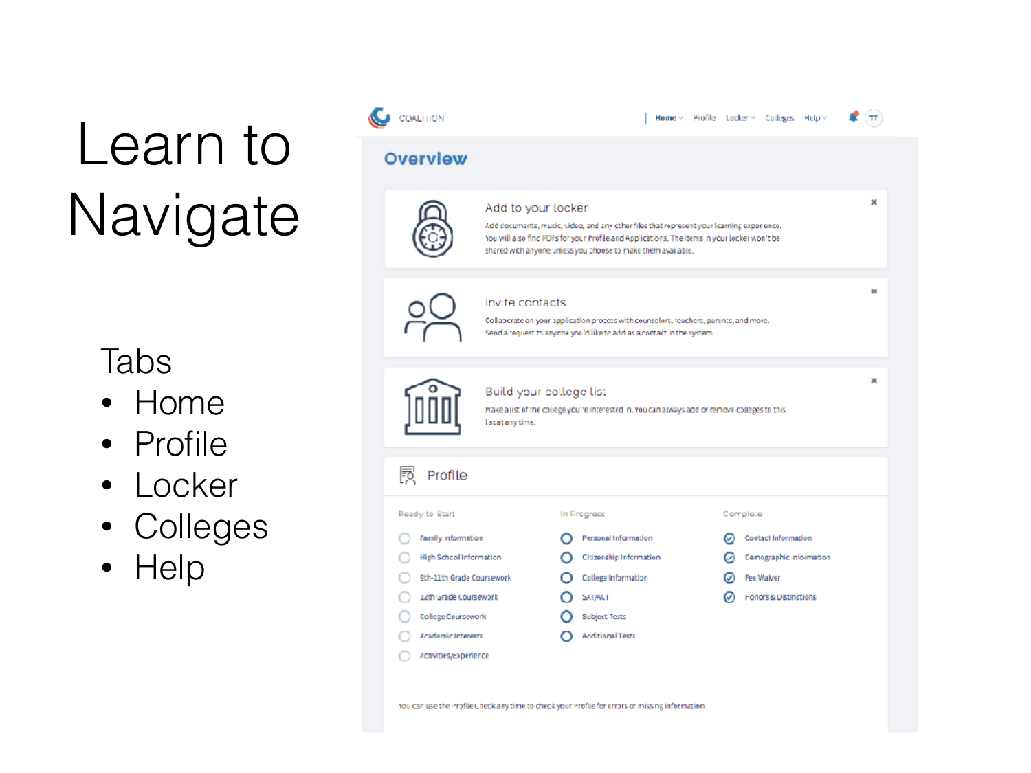# Learn to Navigate

Tabs

- Home
- Profile
- Locker
- Colleges
- Help

COALITION | Home Profile Locker Colleges Help TT

## Overview

**Add to your locker**

Add documents, music, video, and any other files that represent your learning experience. You will also find PDFs for your Profile and Applications. The items in your locker won't be shared with anyone unless you choose to make them available.

**Invite contacts**

Collaborate on your application process with counselors, teachers, parents, and more. Send a request to anyone you'd like to add as a contact in the system.

**Build your college list**

Make a list of the colleges you're interested in. You can always add or remove colleges to this list at any time.

**Profile**

| Ready to Start | In Progress | Complete |
|---|---|---|
| Family Information | Personal Information | Contact Information |
| High School Information | Citizenship Information | Demographic Information |
| 9th-11th Grade Coursework | College Information | Fee Waiver |
| 12th Grade Coursework | SAT/ACT | Honors & Distinctions |
| College Coursework | Subject Tests | |
| Academic Interests | Additional Tests | |
| Activities/Experience | | |

You can use the Profile Check any time to check your Profile for errors or missing information.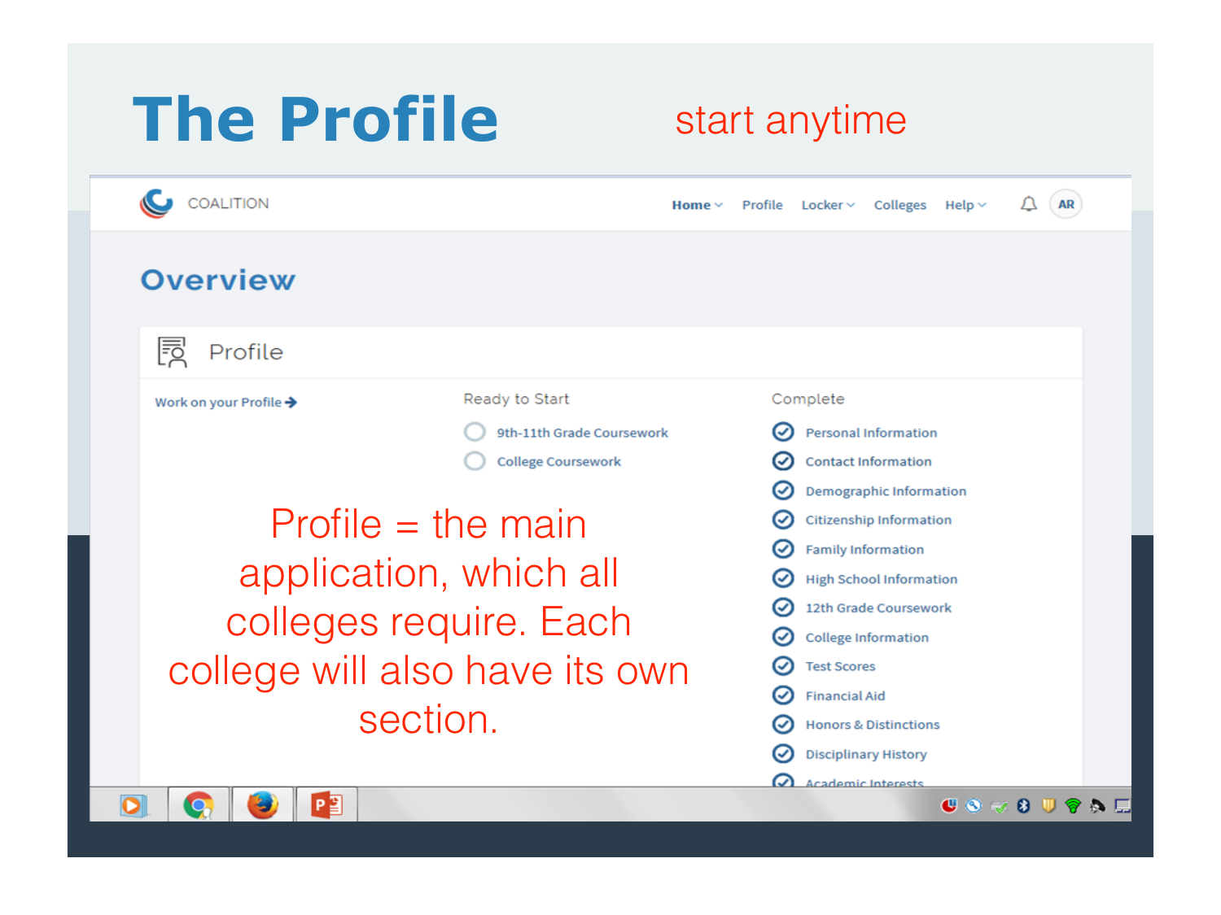# The Profile

start anytime

COALITION

Home | Profile | Locker | Colleges | Help | AR

## Overview

### Profile

Work on your Profile →

**Ready to Start**

- 9th-11th Grade Coursework
- College Coursework

**Complete**

- Personal Information
- Contact Information
- Demographic Information
- Citizenship Information
- Family Information
- High School Information
- 12th Grade Coursework
- College Information
- Test Scores
- Financial Aid
- Honors & Distinctions
- Disciplinary History
- Academic Interests

Profile = the main application, which all colleges require. Each college will also have its own section.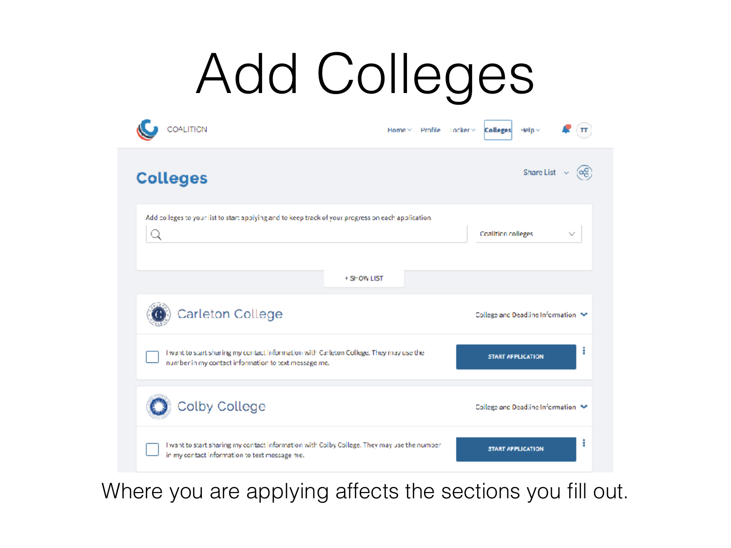# Add Colleges

COALITION

Home · Profile · Locker · Colleges · Help

## Colleges

Share List

Add colleges to your list to start applying and to keep track of your progress on each application.

Coalition colleges

+ SHOW LIST

**Carleton College** — College and Deadline Information

I want to start sharing my contact information with Carleton College. They may use the number in my contact information to text message me.

START APPLICATION

**Colby College** — College and Deadline Information

I want to start sharing my contact information with Colby College. They may use the number in my contact information to text message me.

START APPLICATION

Where you are applying affects the sections you fill out.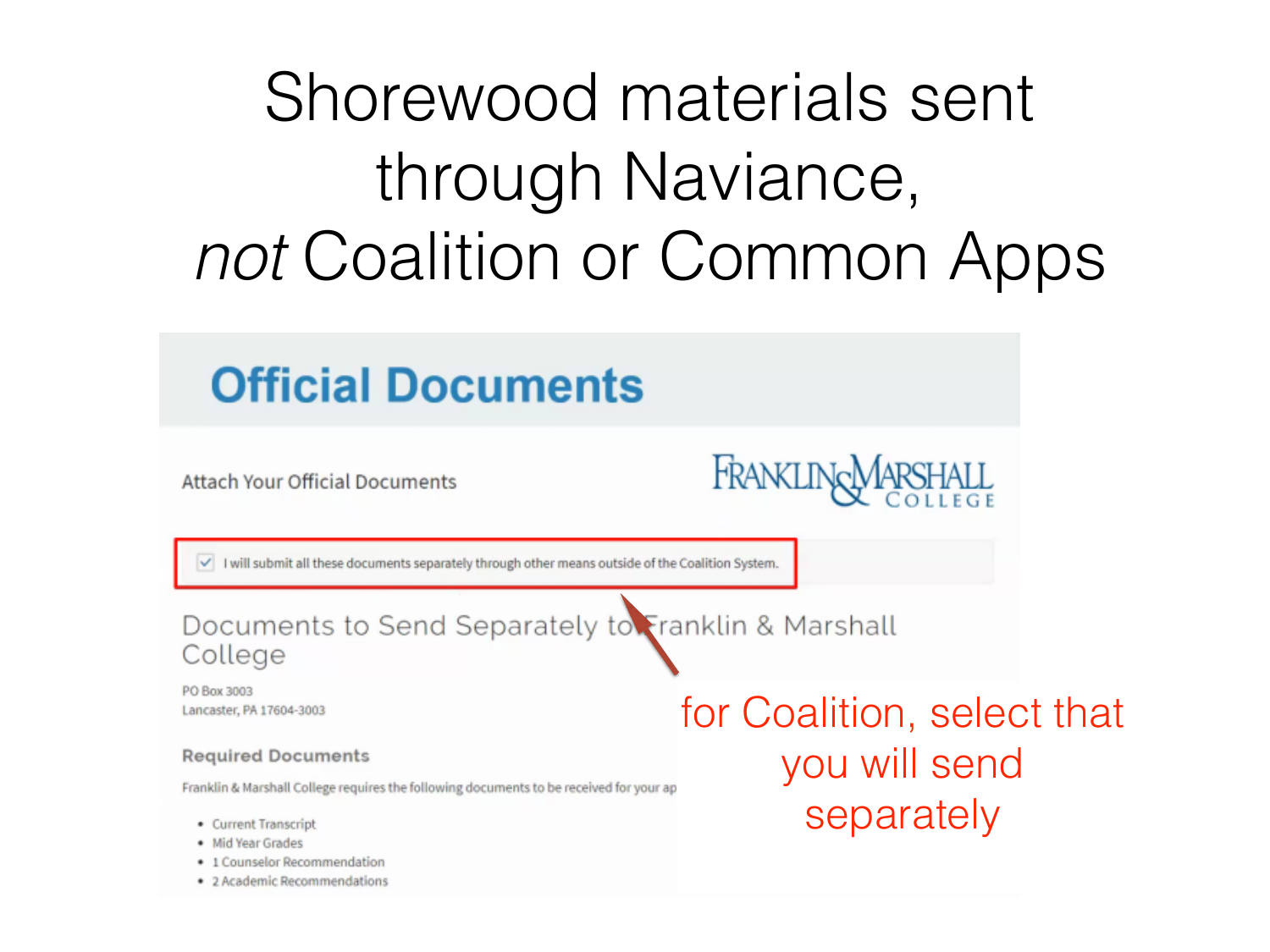# Shorewood materials sent through Naviance, *not* Coalition or Common Apps

## Official Documents

Attach Your Official Documents

FRANKLIN & MARSHALL COLLEGE

☑ I will submit all these documents separately through other means outside of the Coalition System.

### Documents to Send Separately to Franklin & Marshall College

PO Box 3003
Lancaster, PA 17604-3003

**Required Documents**

Franklin & Marshall College requires the following documents to be received for your ap

- Current Transcript
- Mid Year Grades
- 1 Counselor Recommendation
- 2 Academic Recommendations

for Coalition, select that you will send separately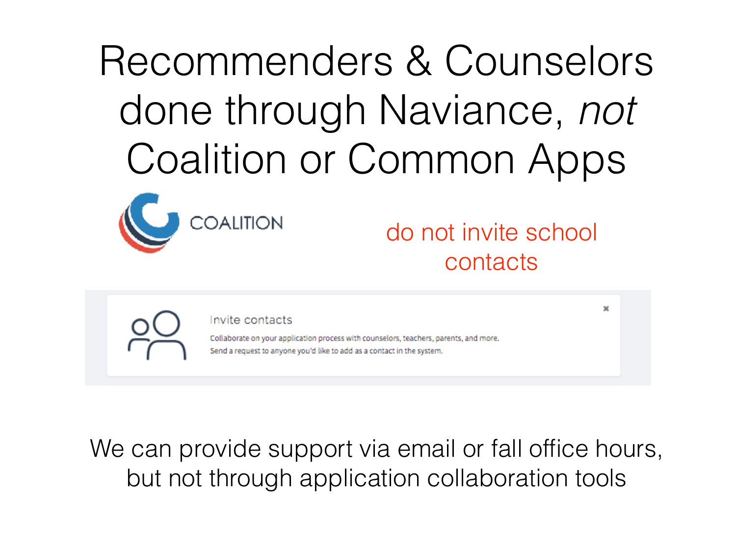# Recommenders & Counselors done through Naviance, *not* Coalition or Common Apps

COALITION

do not invite school contacts

Invite contacts

Collaborate on your application process with counselors, teachers, parents, and more.
Send a request to anyone you'd like to add as a contact in the system.

We can provide support via email or fall office hours, but not through application collaboration tools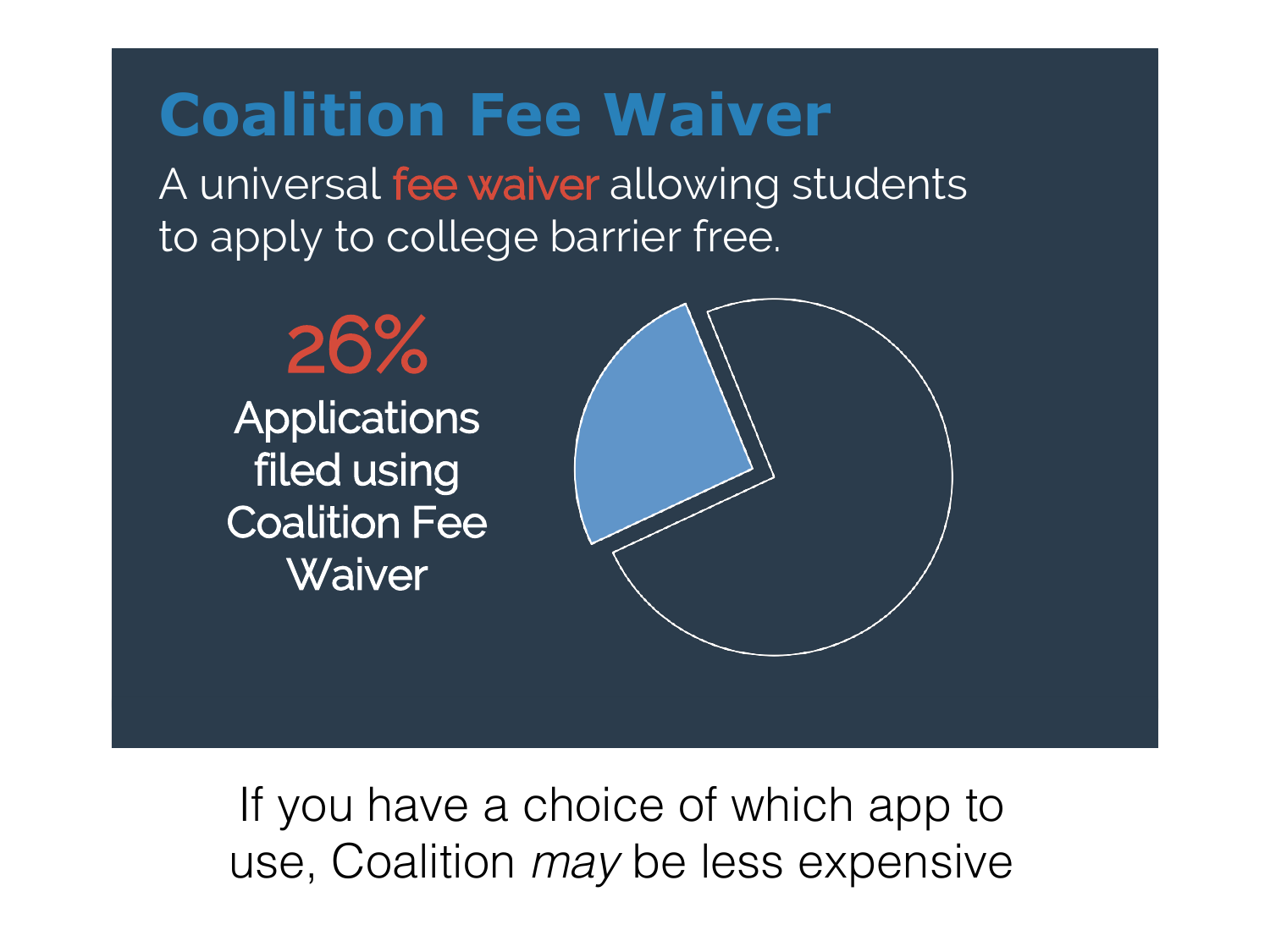# Coalition Fee Waiver

A universal fee waiver allowing students to apply to college barrier free.

26%

Applications filed using Coalition Fee Waiver

If you have a choice of which app to use, Coalition *may* be less expensive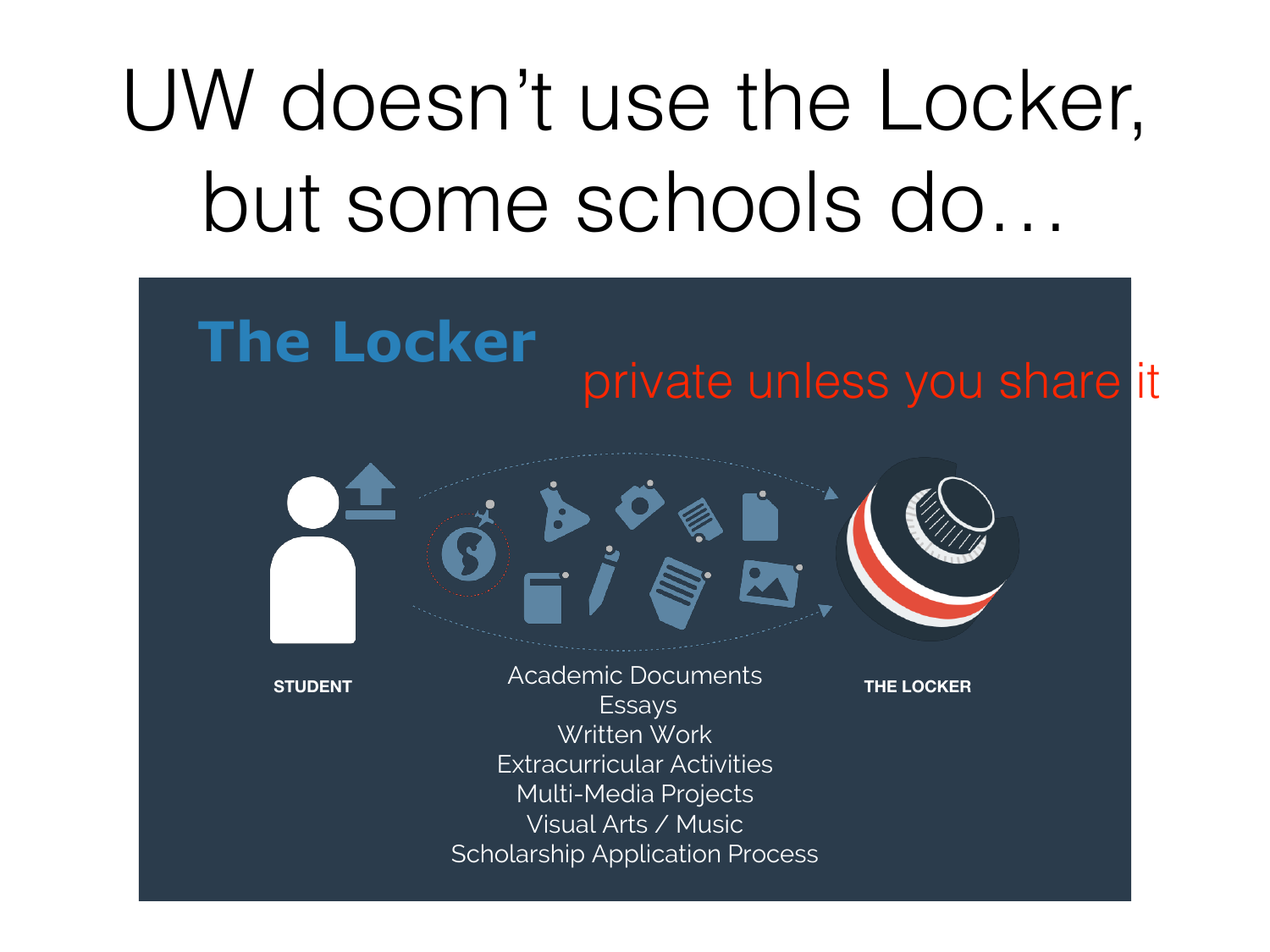# UW doesn't use the Locker, but some schools do…

## The Locker

private unless you share it

**STUDENT**

Academic Documents
Essays
Written Work
Extracurricular Activities
Multi-Media Projects
Visual Arts / Music
Scholarship Application Process

**THE LOCKER**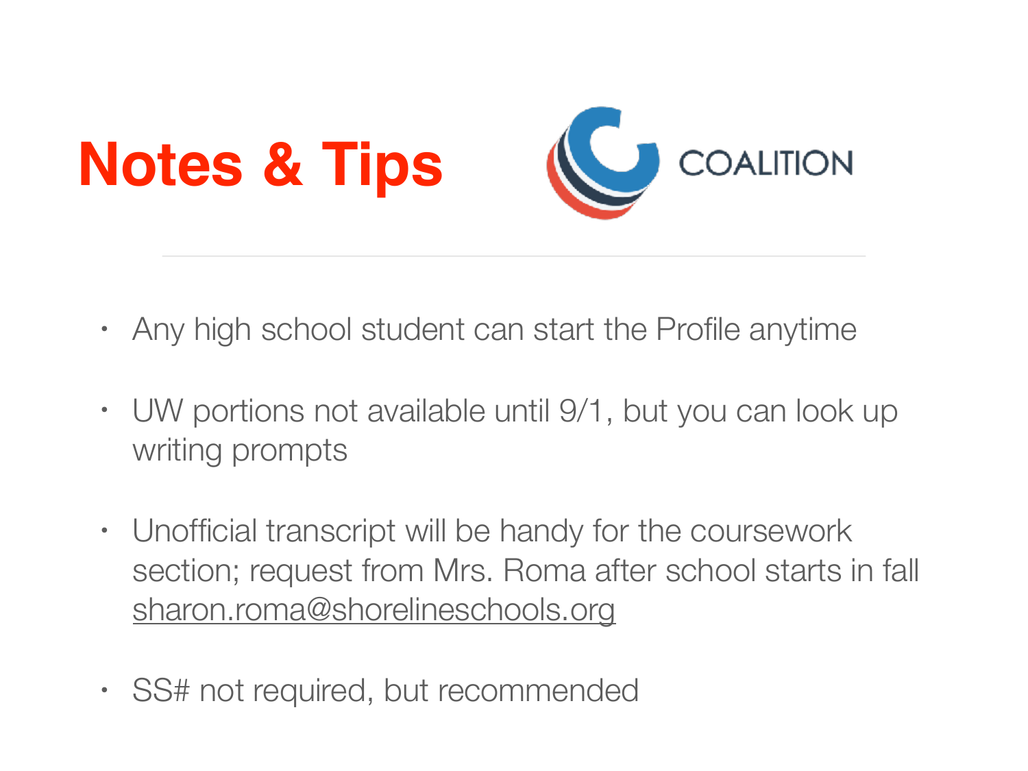# Notes & Tips

COALITION

- Any high school student can start the Profile anytime
- UW portions not available until 9/1, but you can look up writing prompts
- Unofficial transcript will be handy for the coursework section; request from Mrs. Roma after school starts in fall sharon.roma@shorelineschools.org
- SS# not required, but recommended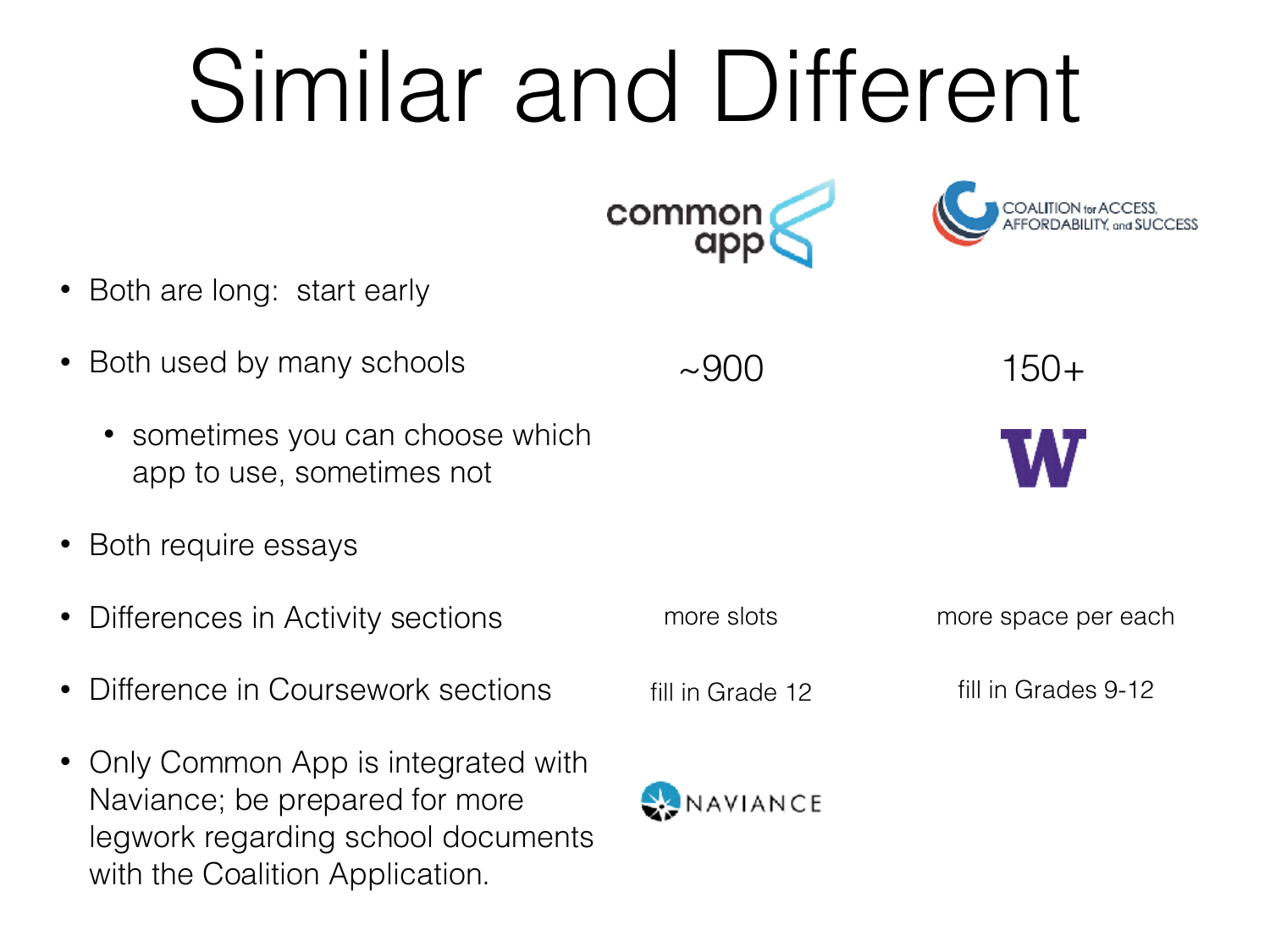# Similar and Different

| | common app | COALITION for ACCESS, AFFORDABILITY, and SUCCESS |
|---|---|---|
| Both are long: start early | | |
| Both used by many schools | ~900 | 150+ |
| sometimes you can choose which app to use, sometimes not | | W |
| Both require essays | | |
| Differences in Activity sections | more slots | more space per each |
| Difference in Coursework sections | fill in Grade 12 | fill in Grades 9-12 |
| Only Common App is integrated with Naviance; be prepared for more legwork regarding school documents with the Coalition Application. | NAVIANCE | |